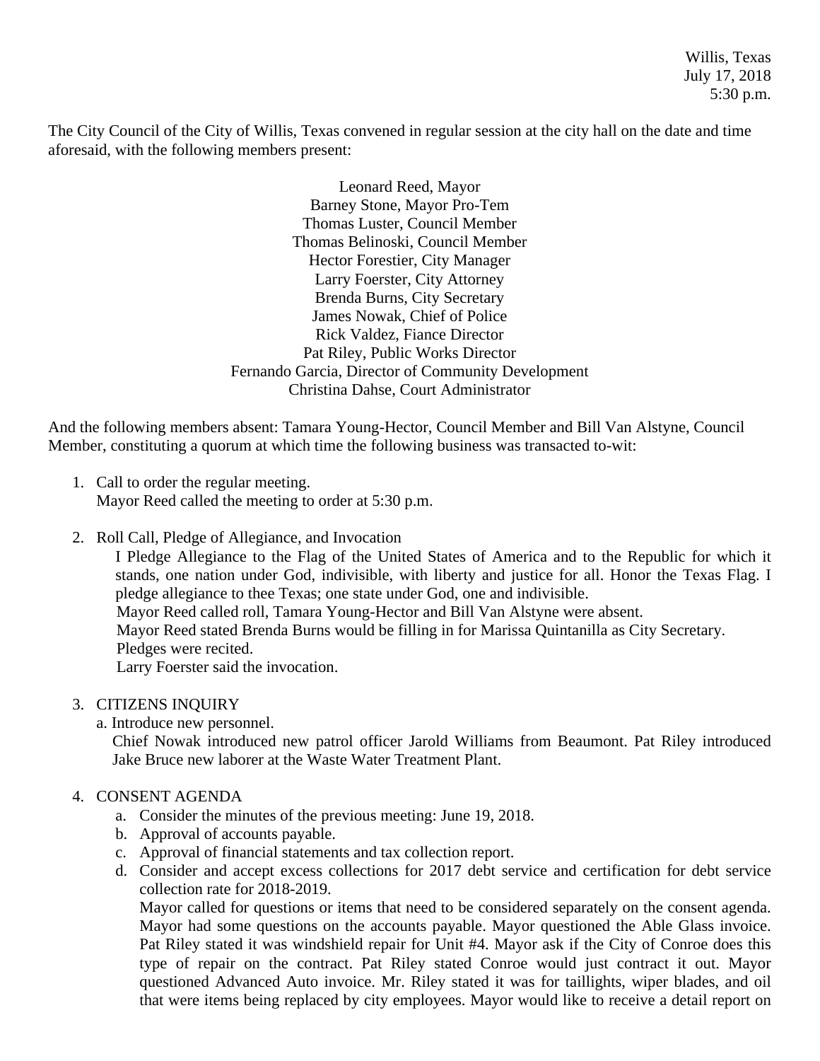Willis, Texas
July 17, 2018
5:30 p.m.

The City Council of the City of Willis, Texas convened in regular session at the city hall on the date and time aforesaid, with the following members present:

Leonard Reed, Mayor
Barney Stone, Mayor Pro-Tem
Thomas Luster, Council Member
Thomas Belinoski, Council Member
Hector Forestier, City Manager
Larry Foerster, City Attorney
Brenda Burns, City Secretary
James Nowak, Chief of Police
Rick Valdez, Fiance Director
Pat Riley, Public Works Director
Fernando Garcia, Director of Community Development
Christina Dahse, Court Administrator

And the following members absent: Tamara Young-Hector, Council Member and Bill Van Alstyne, Council Member, constituting a quorum at which time the following business was transacted to-wit:

1. Call to order the regular meeting.
   Mayor Reed called the meeting to order at 5:30 p.m.

2. Roll Call, Pledge of Allegiance, and Invocation
   I Pledge Allegiance to the Flag of the United States of America and to the Republic for which it stands, one nation under God, indivisible, with liberty and justice for all. Honor the Texas Flag. I pledge allegiance to thee Texas; one state under God, one and indivisible.
   Mayor Reed called roll, Tamara Young-Hector and Bill Van Alstyne were absent.
   Mayor Reed stated Brenda Burns would be filling in for Marissa Quintanilla as City Secretary.
   Pledges were recited.
   Larry Foerster said the invocation.

3. CITIZENS INQUIRY
   a. Introduce new personnel.
   Chief Nowak introduced new patrol officer Jarold Williams from Beaumont. Pat Riley introduced Jake Bruce new laborer at the Waste Water Treatment Plant.

4. CONSENT AGENDA
   a. Consider the minutes of the previous meeting: June 19, 2018.
   b. Approval of accounts payable.
   c. Approval of financial statements and tax collection report.
   d. Consider and accept excess collections for 2017 debt service and certification for debt service collection rate for 2018-2019.
   Mayor called for questions or items that need to be considered separately on the consent agenda. Mayor had some questions on the accounts payable. Mayor questioned the Able Glass invoice. Pat Riley stated it was windshield repair for Unit #4. Mayor ask if the City of Conroe does this type of repair on the contract. Pat Riley stated Conroe would just contract it out. Mayor questioned Advanced Auto invoice. Mr. Riley stated it was for taillights, wiper blades, and oil that were items being replaced by city employees. Mayor would like to receive a detail report on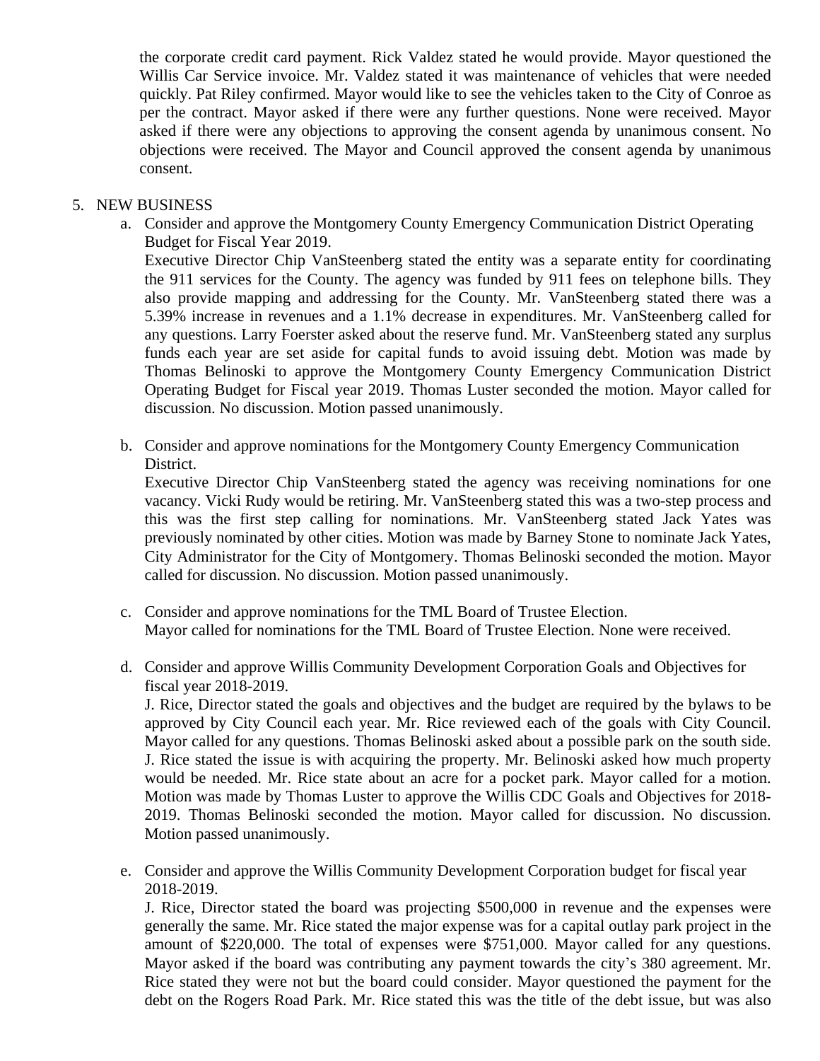the corporate credit card payment. Rick Valdez stated he would provide. Mayor questioned the Willis Car Service invoice. Mr. Valdez stated it was maintenance of vehicles that were needed quickly. Pat Riley confirmed. Mayor would like to see the vehicles taken to the City of Conroe as per the contract. Mayor asked if there were any further questions. None were received. Mayor asked if there were any objections to approving the consent agenda by unanimous consent. No objections were received. The Mayor and Council approved the consent agenda by unanimous consent.

5. NEW BUSINESS
   a. Consider and approve the Montgomery County Emergency Communication District Operating Budget for Fiscal Year 2019.
      Executive Director Chip VanSteenberg stated the entity was a separate entity for coordinating the 911 services for the County. The agency was funded by 911 fees on telephone bills. They also provide mapping and addressing for the County. Mr. VanSteenberg stated there was a 5.39% increase in revenues and a 1.1% decrease in expenditures. Mr. VanSteenberg called for any questions. Larry Foerster asked about the reserve fund. Mr. VanSteenberg stated any surplus funds each year are set aside for capital funds to avoid issuing debt. Motion was made by Thomas Belinoski to approve the Montgomery County Emergency Communication District Operating Budget for Fiscal year 2019. Thomas Luster seconded the motion. Mayor called for discussion. No discussion. Motion passed unanimously.

   b. Consider and approve nominations for the Montgomery County Emergency Communication District.
      Executive Director Chip VanSteenberg stated the agency was receiving nominations for one vacancy. Vicki Rudy would be retiring. Mr. VanSteenberg stated this was a two-step process and this was the first step calling for nominations. Mr. VanSteenberg stated Jack Yates was previously nominated by other cities. Motion was made by Barney Stone to nominate Jack Yates, City Administrator for the City of Montgomery. Thomas Belinoski seconded the motion. Mayor called for discussion. No discussion. Motion passed unanimously.

   c. Consider and approve nominations for the TML Board of Trustee Election.
      Mayor called for nominations for the TML Board of Trustee Election. None were received.

   d. Consider and approve Willis Community Development Corporation Goals and Objectives for fiscal year 2018-2019.
      J. Rice, Director stated the goals and objectives and the budget are required by the bylaws to be approved by City Council each year. Mr. Rice reviewed each of the goals with City Council. Mayor called for any questions. Thomas Belinoski asked about a possible park on the south side. J. Rice stated the issue is with acquiring the property. Mr. Belinoski asked how much property would be needed. Mr. Rice state about an acre for a pocket park. Mayor called for a motion. Motion was made by Thomas Luster to approve the Willis CDC Goals and Objectives for 2018-2019. Thomas Belinoski seconded the motion. Mayor called for discussion. No discussion. Motion passed unanimously.

   e. Consider and approve the Willis Community Development Corporation budget for fiscal year 2018-2019.
      J. Rice, Director stated the board was projecting $500,000 in revenue and the expenses were generally the same. Mr. Rice stated the major expense was for a capital outlay park project in the amount of $220,000. The total of expenses were $751,000. Mayor called for any questions. Mayor asked if the board was contributing any payment towards the city's 380 agreement. Mr. Rice stated they were not but the board could consider. Mayor questioned the payment for the debt on the Rogers Road Park. Mr. Rice stated this was the title of the debt issue, but was also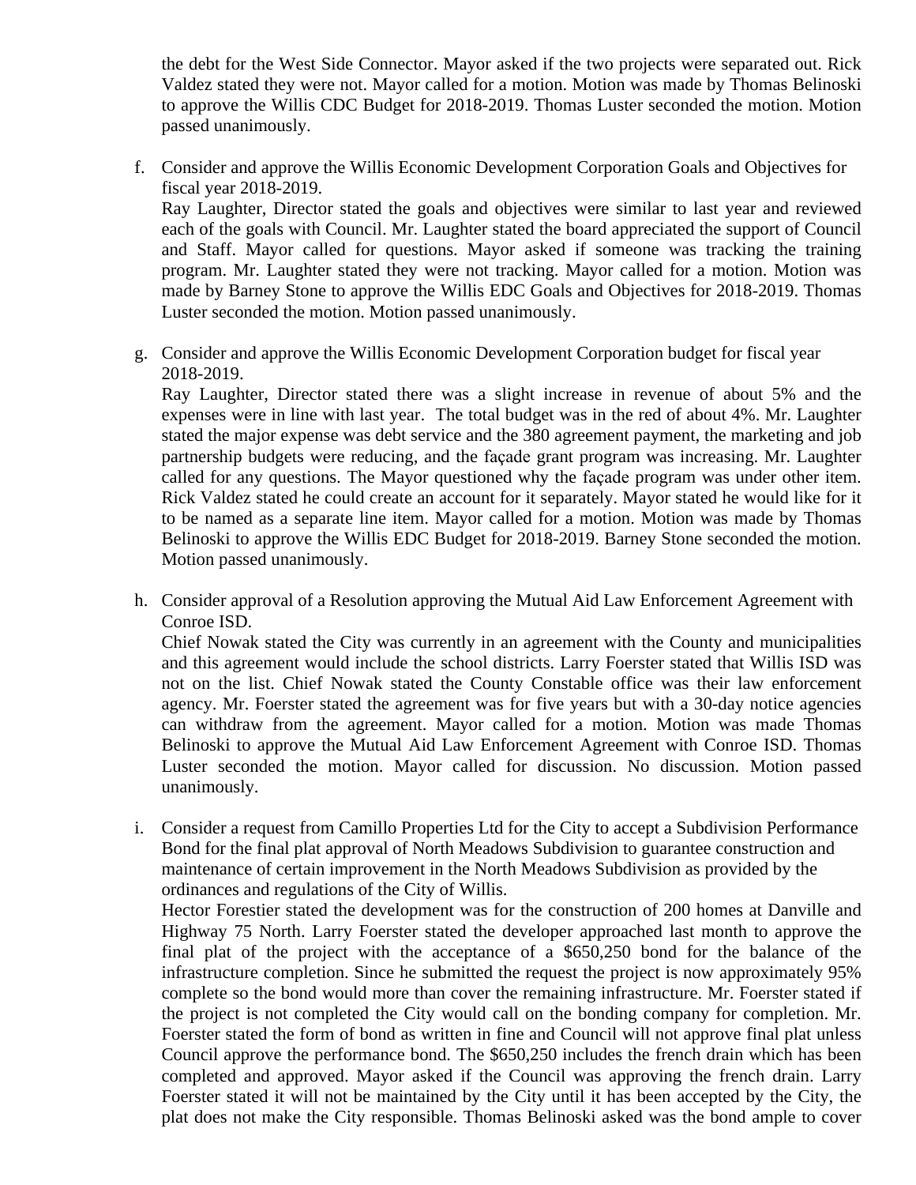the debt for the West Side Connector. Mayor asked if the two projects were separated out. Rick Valdez stated they were not. Mayor called for a motion. Motion was made by Thomas Belinoski to approve the Willis CDC Budget for 2018-2019. Thomas Luster seconded the motion. Motion passed unanimously.

f. Consider and approve the Willis Economic Development Corporation Goals and Objectives for fiscal year 2018-2019.
   Ray Laughter, Director stated the goals and objectives were similar to last year and reviewed each of the goals with Council. Mr. Laughter stated the board appreciated the support of Council and Staff. Mayor called for questions. Mayor asked if someone was tracking the training program. Mr. Laughter stated they were not tracking. Mayor called for a motion. Motion was made by Barney Stone to approve the Willis EDC Goals and Objectives for 2018-2019. Thomas Luster seconded the motion. Motion passed unanimously.

g. Consider and approve the Willis Economic Development Corporation budget for fiscal year 2018-2019.
   Ray Laughter, Director stated there was a slight increase in revenue of about 5% and the expenses were in line with last year. The total budget was in the red of about 4%. Mr. Laughter stated the major expense was debt service and the 380 agreement payment, the marketing and job partnership budgets were reducing, and the façade grant program was increasing. Mr. Laughter called for any questions. The Mayor questioned why the façade program was under other item. Rick Valdez stated he could create an account for it separately. Mayor stated he would like for it to be named as a separate line item. Mayor called for a motion. Motion was made by Thomas Belinoski to approve the Willis EDC Budget for 2018-2019. Barney Stone seconded the motion. Motion passed unanimously.

h. Consider approval of a Resolution approving the Mutual Aid Law Enforcement Agreement with Conroe ISD.
   Chief Nowak stated the City was currently in an agreement with the County and municipalities and this agreement would include the school districts. Larry Foerster stated that Willis ISD was not on the list. Chief Nowak stated the County Constable office was their law enforcement agency. Mr. Foerster stated the agreement was for five years but with a 30-day notice agencies can withdraw from the agreement. Mayor called for a motion. Motion was made Thomas Belinoski to approve the Mutual Aid Law Enforcement Agreement with Conroe ISD. Thomas Luster seconded the motion. Mayor called for discussion. No discussion. Motion passed unanimously.

i. Consider a request from Camillo Properties Ltd for the City to accept a Subdivision Performance Bond for the final plat approval of North Meadows Subdivision to guarantee construction and maintenance of certain improvement in the North Meadows Subdivision as provided by the ordinances and regulations of the City of Willis.
   Hector Forestier stated the development was for the construction of 200 homes at Danville and Highway 75 North. Larry Foerster stated the developer approached last month to approve the final plat of the project with the acceptance of a $650,250 bond for the balance of the infrastructure completion. Since he submitted the request the project is now approximately 95% complete so the bond would more than cover the remaining infrastructure. Mr. Foerster stated if the project is not completed the City would call on the bonding company for completion. Mr. Foerster stated the form of bond as written in fine and Council will not approve final plat unless Council approve the performance bond. The $650,250 includes the french drain which has been completed and approved. Mayor asked if the Council was approving the french drain. Larry Foerster stated it will not be maintained by the City until it has been accepted by the City, the plat does not make the City responsible. Thomas Belinoski asked was the bond ample to cover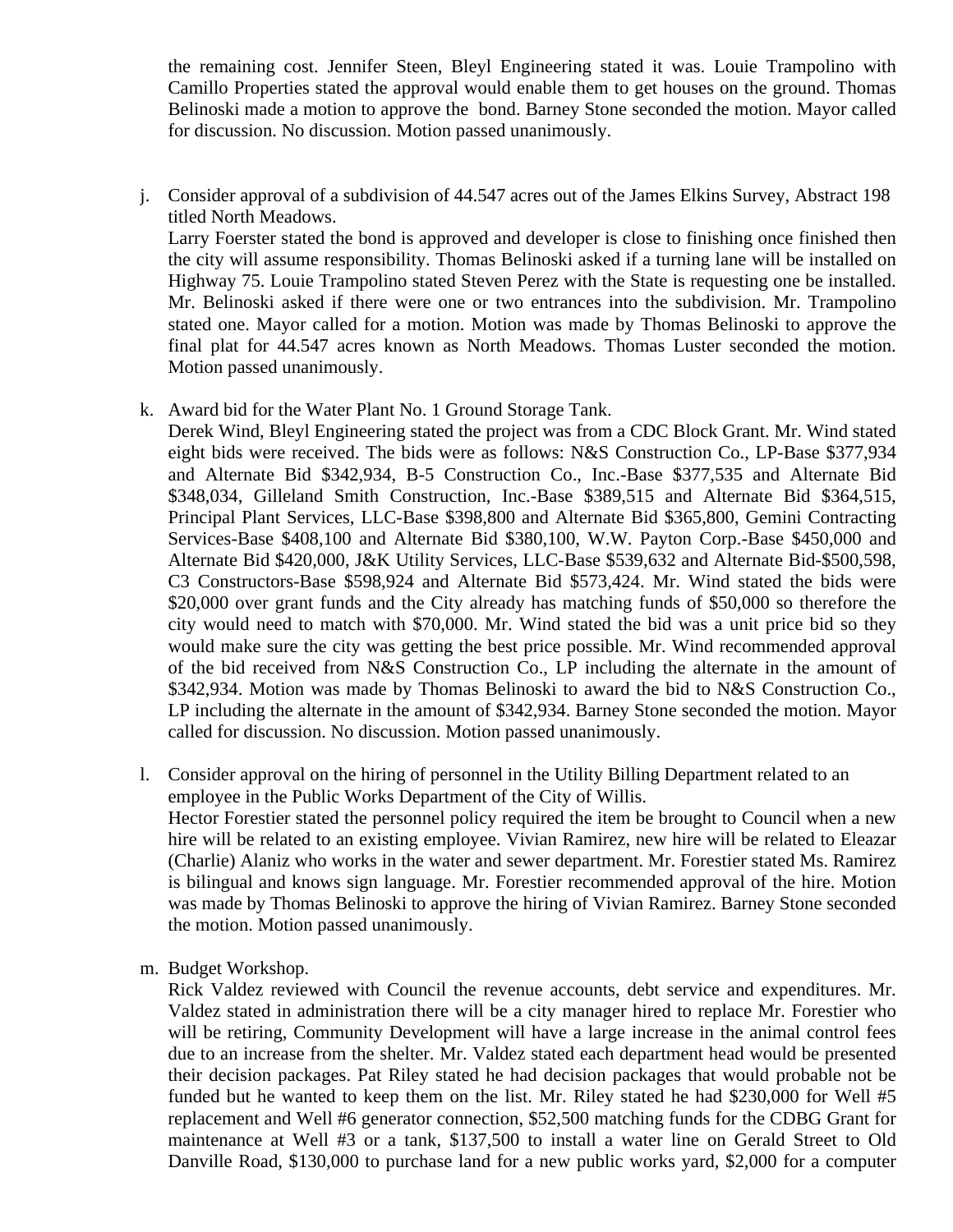the remaining cost. Jennifer Steen, Bleyl Engineering stated it was. Louie Trampolino with Camillo Properties stated the approval would enable them to get houses on the ground. Thomas Belinoski made a motion to approve the bond. Barney Stone seconded the motion. Mayor called for discussion. No discussion. Motion passed unanimously.

j. Consider approval of a subdivision of 44.547 acres out of the James Elkins Survey, Abstract 198 titled North Meadows.
   Larry Foerster stated the bond is approved and developer is close to finishing once finished then the city will assume responsibility. Thomas Belinoski asked if a turning lane will be installed on Highway 75. Louie Trampolino stated Steven Perez with the State is requesting one be installed. Mr. Belinoski asked if there were one or two entrances into the subdivision. Mr. Trampolino stated one. Mayor called for a motion. Motion was made by Thomas Belinoski to approve the final plat for 44.547 acres known as North Meadows. Thomas Luster seconded the motion. Motion passed unanimously.

k. Award bid for the Water Plant No. 1 Ground Storage Tank.
   Derek Wind, Bleyl Engineering stated the project was from a CDC Block Grant. Mr. Wind stated eight bids were received. The bids were as follows: N&S Construction Co., LP-Base $377,934 and Alternate Bid $342,934, B-5 Construction Co., Inc.-Base $377,535 and Alternate Bid $348,034, Gilleland Smith Construction, Inc.-Base $389,515 and Alternate Bid $364,515, Principal Plant Services, LLC-Base $398,800 and Alternate Bid $365,800, Gemini Contracting Services-Base $408,100 and Alternate Bid $380,100, W.W. Payton Corp.-Base $450,000 and Alternate Bid $420,000, J&K Utility Services, LLC-Base $539,632 and Alternate Bid-$500,598, C3 Constructors-Base $598,924 and Alternate Bid $573,424. Mr. Wind stated the bids were $20,000 over grant funds and the City already has matching funds of $50,000 so therefore the city would need to match with $70,000. Mr. Wind stated the bid was a unit price bid so they would make sure the city was getting the best price possible. Mr. Wind recommended approval of the bid received from N&S Construction Co., LP including the alternate in the amount of $342,934. Motion was made by Thomas Belinoski to award the bid to N&S Construction Co., LP including the alternate in the amount of $342,934. Barney Stone seconded the motion. Mayor called for discussion. No discussion. Motion passed unanimously.

l. Consider approval on the hiring of personnel in the Utility Billing Department related to an employee in the Public Works Department of the City of Willis.
   Hector Forestier stated the personnel policy required the item be brought to Council when a new hire will be related to an existing employee. Vivian Ramirez, new hire will be related to Eleazar (Charlie) Alaniz who works in the water and sewer department. Mr. Forestier stated Ms. Ramirez is bilingual and knows sign language. Mr. Forestier recommended approval of the hire. Motion was made by Thomas Belinoski to approve the hiring of Vivian Ramirez. Barney Stone seconded the motion. Motion passed unanimously.

m. Budget Workshop.
   Rick Valdez reviewed with Council the revenue accounts, debt service and expenditures. Mr. Valdez stated in administration there will be a city manager hired to replace Mr. Forestier who will be retiring, Community Development will have a large increase in the animal control fees due to an increase from the shelter. Mr. Valdez stated each department head would be presented their decision packages. Pat Riley stated he had decision packages that would probable not be funded but he wanted to keep them on the list. Mr. Riley stated he had $230,000 for Well #5 replacement and Well #6 generator connection, $52,500 matching funds for the CDBG Grant for maintenance at Well #3 or a tank, $137,500 to install a water line on Gerald Street to Old Danville Road, $130,000 to purchase land for a new public works yard, $2,000 for a computer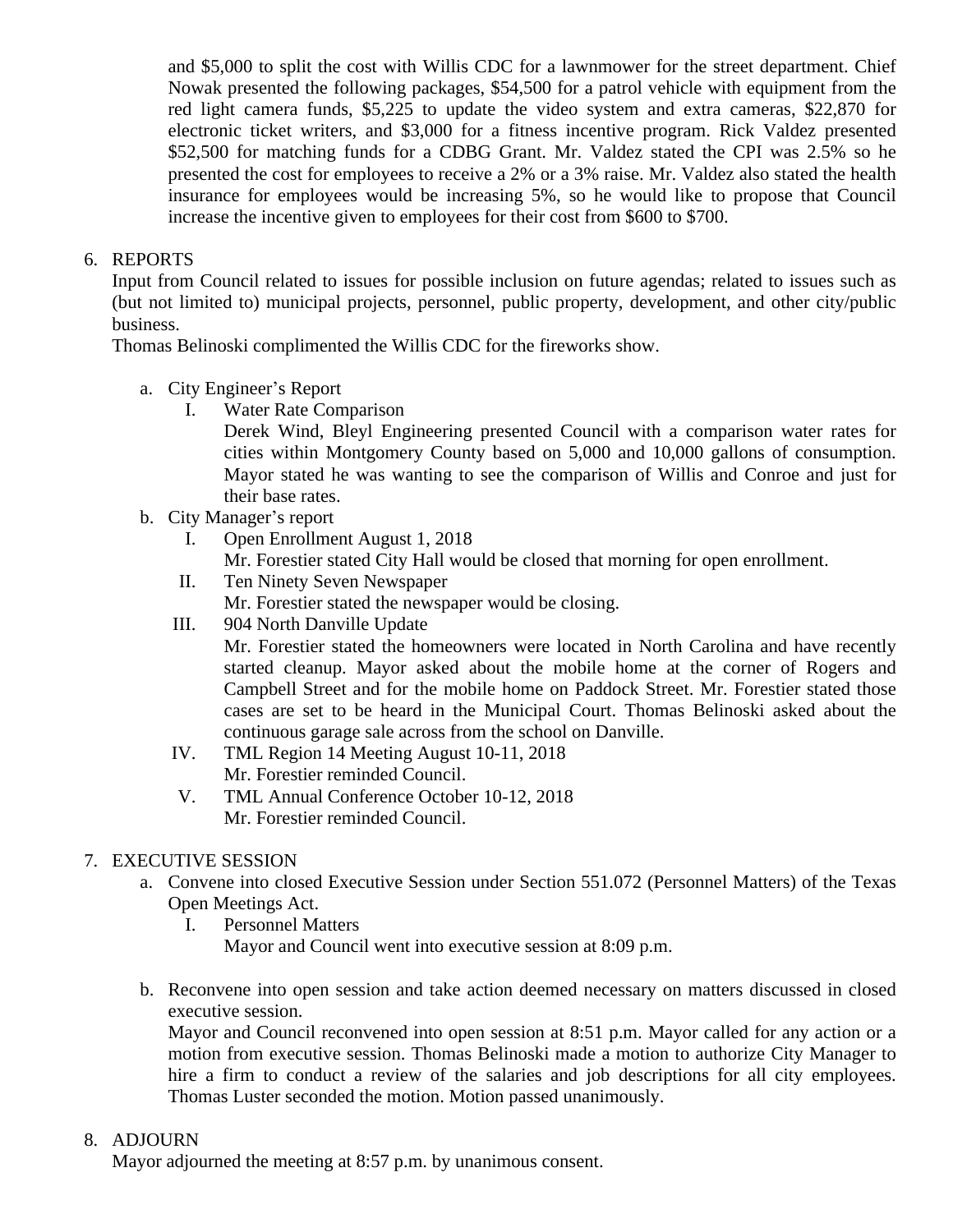and $5,000 to split the cost with Willis CDC for a lawnmower for the street department. Chief Nowak presented the following packages, $54,500 for a patrol vehicle with equipment from the red light camera funds, $5,225 to update the video system and extra cameras, $22,870 for electronic ticket writers, and $3,000 for a fitness incentive program. Rick Valdez presented $52,500 for matching funds for a CDBG Grant. Mr. Valdez stated the CPI was 2.5% so he presented the cost for employees to receive a 2% or a 3% raise. Mr. Valdez also stated the health insurance for employees would be increasing 5%, so he would like to propose that Council increase the incentive given to employees for their cost from $600 to $700.

6. REPORTS

   Input from Council related to issues for possible inclusion on future agendas; related to issues such as (but not limited to) municipal projects, personnel, public property, development, and other city/public business.

   Thomas Belinoski complimented the Willis CDC for the fireworks show.

   a. City Engineer's Report
      I. Water Rate Comparison

         Derek Wind, Bleyl Engineering presented Council with a comparison water rates for cities within Montgomery County based on 5,000 and 10,000 gallons of consumption. Mayor stated he was wanting to see the comparison of Willis and Conroe and just for their base rates.

   b. City Manager's report
      I. Open Enrollment August 1, 2018

         Mr. Forestier stated City Hall would be closed that morning for open enrollment.

      II. Ten Ninety Seven Newspaper

         Mr. Forestier stated the newspaper would be closing.

      III. 904 North Danville Update

         Mr. Forestier stated the homeowners were located in North Carolina and have recently started cleanup. Mayor asked about the mobile home at the corner of Rogers and Campbell Street and for the mobile home on Paddock Street. Mr. Forestier stated those cases are set to be heard in the Municipal Court. Thomas Belinoski asked about the continuous garage sale across from the school on Danville.

      IV. TML Region 14 Meeting August 10-11, 2018

         Mr. Forestier reminded Council.

      V. TML Annual Conference October 10-12, 2018

         Mr. Forestier reminded Council.

7. EXECUTIVE SESSION

   a. Convene into closed Executive Session under Section 551.072 (Personnel Matters) of the Texas Open Meetings Act.
      I. Personnel Matters

         Mayor and Council went into executive session at 8:09 p.m.

   b. Reconvene into open session and take action deemed necessary on matters discussed in closed executive session.

      Mayor and Council reconvened into open session at 8:51 p.m. Mayor called for any action or a motion from executive session. Thomas Belinoski made a motion to authorize City Manager to hire a firm to conduct a review of the salaries and job descriptions for all city employees. Thomas Luster seconded the motion. Motion passed unanimously.

8. ADJOURN

   Mayor adjourned the meeting at 8:57 p.m. by unanimous consent.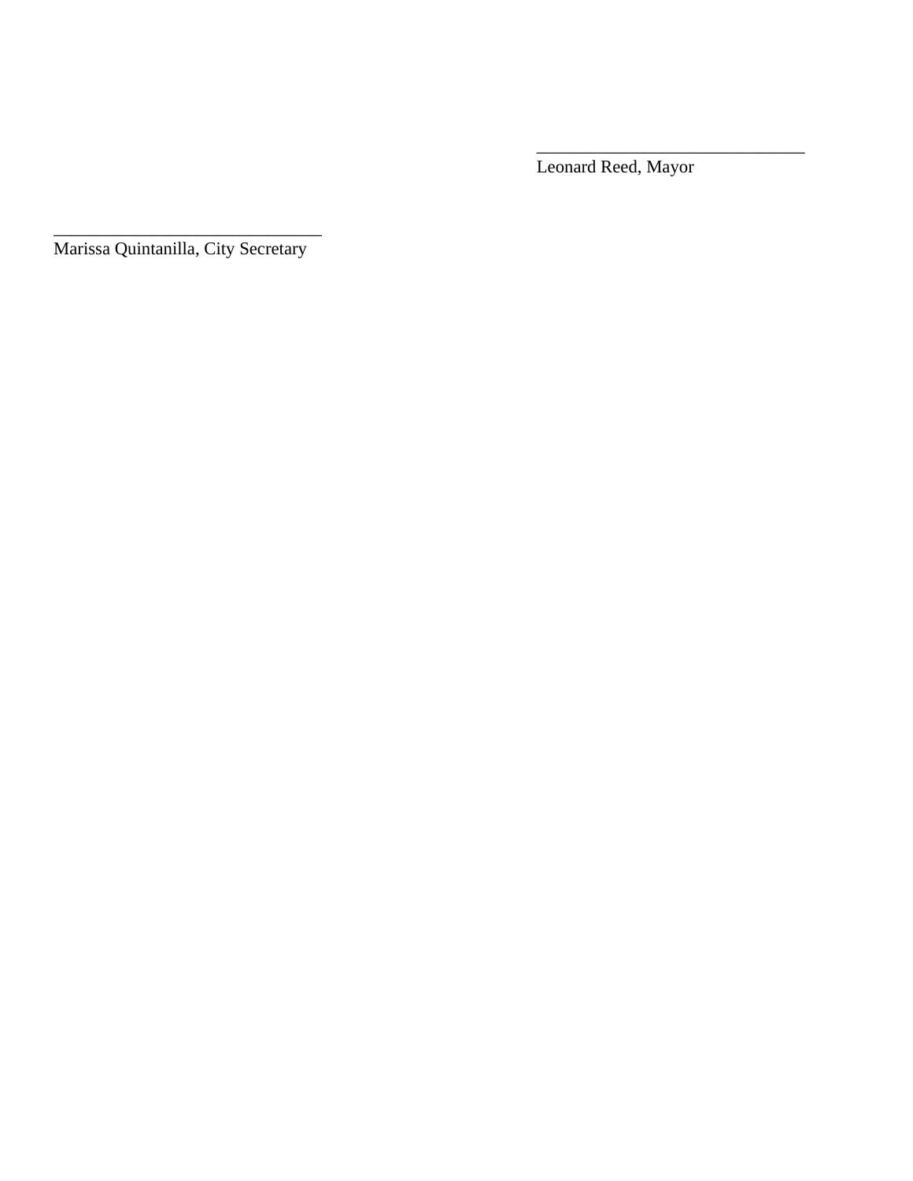\_\_\_\_\_\_\_\_\_\_\_\_\_\_\_\_\_\_\_\_\_\_\_\_\_\_\_\_\_\_\_\_
Leonard Reed, Mayor

\_\_\_\_\_\_\_\_\_\_\_\_\_\_\_\_\_\_\_\_\_\_\_\_\_\_\_\_\_\_\_\_
Marissa Quintanilla, City Secretary